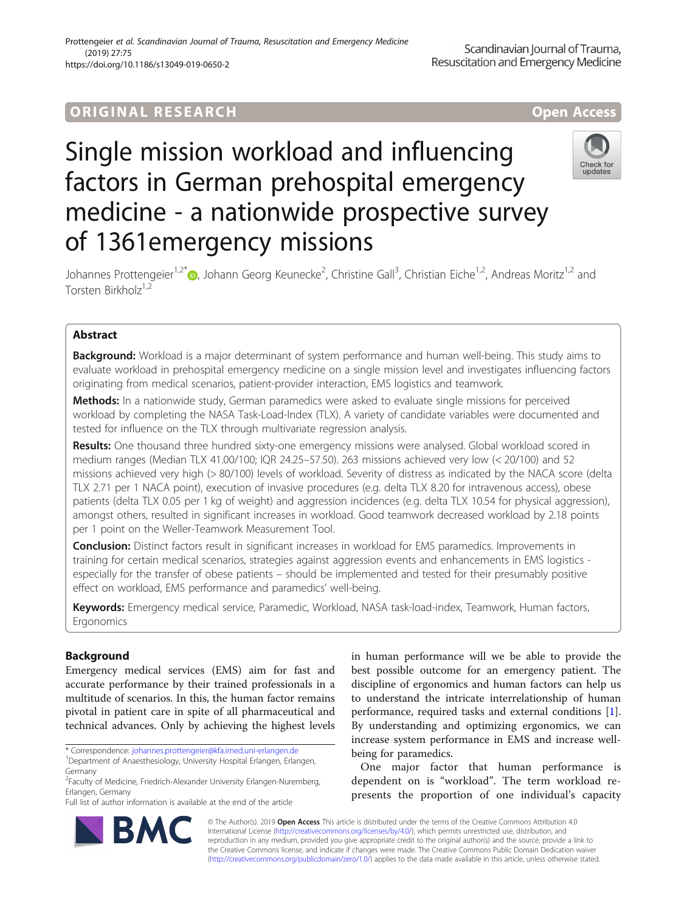ORIGINAL RESEARCH

Open Access

# Single mission workload and influencing factors in German prehospital emergency medicine - a nationwide prospective survey of 1361emergency missions

Johannes Prottengeier[1,2*], Johann Georg Keunecke[2], Christine Gall[3], Christian Eiche[1,2], Andreas Moritz[1,2] and Torsten Birkholz[1,2]

## Abstract

**Background:** Workload is a major determinant of system performance and human well-being. This study aims to evaluate workload in prehospital emergency medicine on a single mission level and investigates influencing factors originating from medical scenarios, patient-provider interaction, EMS logistics and teamwork.

**Methods:** In a nationwide study, German paramedics were asked to evaluate single missions for perceived workload by completing the NASA Task-Load-Index (TLX). A variety of candidate variables were documented and tested for influence on the TLX through multivariate regression analysis.

**Results:** One thousand three hundred sixty-one emergency missions were analysed. Global workload scored in medium ranges (Median TLX 41.00/100; IQR 24.25–57.50). 263 missions achieved very low (< 20/100) and 52 missions achieved very high (> 80/100) levels of workload. Severity of distress as indicated by the NACA score (delta TLX 2.71 per 1 NACA point), execution of invasive procedures (e.g. delta TLX 8.20 for intravenous access), obese patients (delta TLX 0.05 per 1 kg of weight) and aggression incidences (e.g. delta TLX 10.54 for physical aggression), amongst others, resulted in significant increases in workload. Good teamwork decreased workload by 2.18 points per 1 point on the Weller-Teamwork Measurement Tool.

**Conclusion:** Distinct factors result in significant increases in workload for EMS paramedics. Improvements in training for certain medical scenarios, strategies against aggression events and enhancements in EMS logistics - especially for the transfer of obese patients – should be implemented and tested for their presumably positive effect on workload, EMS performance and paramedics' well-being.

**Keywords:** Emergency medical service, Paramedic, Workload, NASA task-load-index, Teamwork, Human factors, Ergonomics

## Background

Emergency medical services (EMS) aim for fast and accurate performance by their trained professionals in a multitude of scenarios. In this, the human factor remains pivotal in patient care in spite of all pharmaceutical and technical advances. Only by achieving the highest levels in human performance will we be able to provide the best possible outcome for an emergency patient. The discipline of ergonomics and human factors can help us to understand the intricate interrelationship of human performance, required tasks and external conditions [1]. By understanding and optimizing ergonomics, we can increase system performance in EMS and increase well-being for paramedics.

One major factor that human performance is dependent on is "workload". The term workload represents the proportion of one individual's capacity

* Correspondence: johannes.prottengeier@kfa.imed.uni-erlangen.de
[1]Department of Anaesthesiology, University Hospital Erlangen, Erlangen, Germany
[2]Faculty of Medicine, Friedrich-Alexander University Erlangen-Nuremberg, Erlangen, Germany
Full list of author information is available at the end of the article

© The Author(s). 2019 **Open Access** This article is distributed under the terms of the Creative Commons Attribution 4.0 International License (http://creativecommons.org/licenses/by/4.0/), which permits unrestricted use, distribution, and reproduction in any medium, provided you give appropriate credit to the original author(s) and the source, provide a link to the Creative Commons license, and indicate if changes were made. The Creative Commons Public Domain Dedication waiver (http://creativecommons.org/publicdomain/zero/1.0/) applies to the data made available in this article, unless otherwise stated.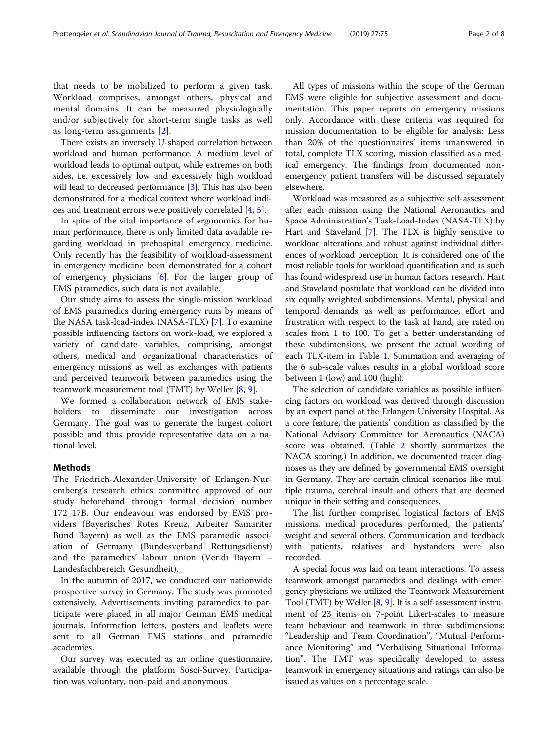that needs to be mobilized to perform a given task. Workload comprises, amongst others, physical and mental domains. It can be measured physiologically and/or subjectively for short-term single tasks as well as long-term assignments [2].

There exists an inversely U-shaped correlation between workload and human performance. A medium level of workload leads to optimal output, while extremes on both sides, i.e. excessively low and excessively high workload will lead to decreased performance [3]. This has also been demonstrated for a medical context where workload indices and treatment errors were positively correlated [4, 5].

In spite of the vital importance of ergonomics for human performance, there is only limited data available regarding workload in prehospital emergency medicine. Only recently has the feasibility of workload-assessment in emergency medicine been demonstrated for a cohort of emergency physicians [6]. For the larger group of EMS paramedics, such data is not available.

Our study aims to assess the single-mission workload of EMS paramedics during emergency runs by means of the NASA task-load-index (NASA-TLX) [7]. To examine possible influencing factors on work-load, we explored a variety of candidate variables, comprising, amongst others, medical and organizational characteristics of emergency missions as well as exchanges with patients and perceived teamwork between paramedics using the teamwork measurement tool (TMT) by Weller [8, 9].

We formed a collaboration network of EMS stakeholders to disseminate our investigation across Germany. The goal was to generate the largest cohort possible and thus provide representative data on a national level.

## Methods

The Friedrich-Alexander-University of Erlangen-Nuremberg's research ethics committee approved of our study beforehand through formal decision number 172_17B. Our endeavour was endorsed by EMS providers (Bayerisches Rotes Kreuz, Arbeiter Samariter Bund Bayern) as well as the EMS paramedic association of Germany (Bundesverband Rettungsdienst) and the paramedics' labour union (Ver.di Bayern – Landesfachbereich Gesundheit).

In the autumn of 2017, we conducted our nationwide prospective survey in Germany. The study was promoted extensively. Advertisements inviting paramedics to participate were placed in all major German EMS medical journals. Information letters, posters and leaflets were sent to all German EMS stations and paramedic academies.

Our survey was executed as an online questionnaire, available through the platform Sosci-Survey. Participation was voluntary, non-paid and anonymous.

All types of missions within the scope of the German EMS were eligible for subjective assessment and documentation. This paper reports on emergency missions only. Accordance with these criteria was required for mission documentation to be eligible for analysis: Less than 20% of the questionnaires' items unanswered in total, complete TLX scoring, mission classified as a medical emergency. The findings from documented non-emergency patient transfers will be discussed separately elsewhere.

Workload was measured as a subjective self-assessment after each mission using the National Aeronautics and Space Administration's Task-Load-Index (NASA-TLX) by Hart and Staveland [7]. The TLX is highly sensitive to workload alterations and robust against individual differences of workload perception. It is considered one of the most reliable tools for workload quantification and as such has found widespread use in human factors research. Hart and Staveland postulate that workload can be divided into six equally weighted subdimensions. Mental, physical and temporal demands, as well as performance, effort and frustration with respect to the task at hand, are rated on scales from 1 to 100. To get a better understanding of these subdimensions, we present the actual wording of each TLX-item in Table 1. Summation and averaging of the 6 sub-scale values results in a global workload score between 1 (low) and 100 (high).

The selection of candidate variables as possible influencing factors on workload was derived through discussion by an expert panel at the Erlangen University Hospital. As a core feature, the patients' condition as classified by the National Advisory Committee for Aeronautics (NACA) score was obtained. (Table 2 shortly summarizes the NACA scoring.) In addition, we documented tracer diagnoses as they are defined by governmental EMS oversight in Germany. They are certain clinical scenarios like multiple trauma, cerebral insult and others that are deemed unique in their setting and consequences.

The list further comprised logistical factors of EMS missions, medical procedures performed, the patients' weight and several others. Communication and feedback with patients, relatives and bystanders were also recorded.

A special focus was laid on team interactions. To assess teamwork amongst paramedics and dealings with emergency physicians we utilized the Teamwork Measurement Tool (TMT) by Weller [8, 9]. It is a self-assessment instrument of 23 items on 7-point Likert-scales to measure team behaviour and teamwork in three subdimensions: "Leadership and Team Coordination", "Mutual Performance Monitoring" and "Verbalising Situational Information". The TMT was specifically developed to assess teamwork in emergency situations and ratings can also be issued as values on a percentage scale.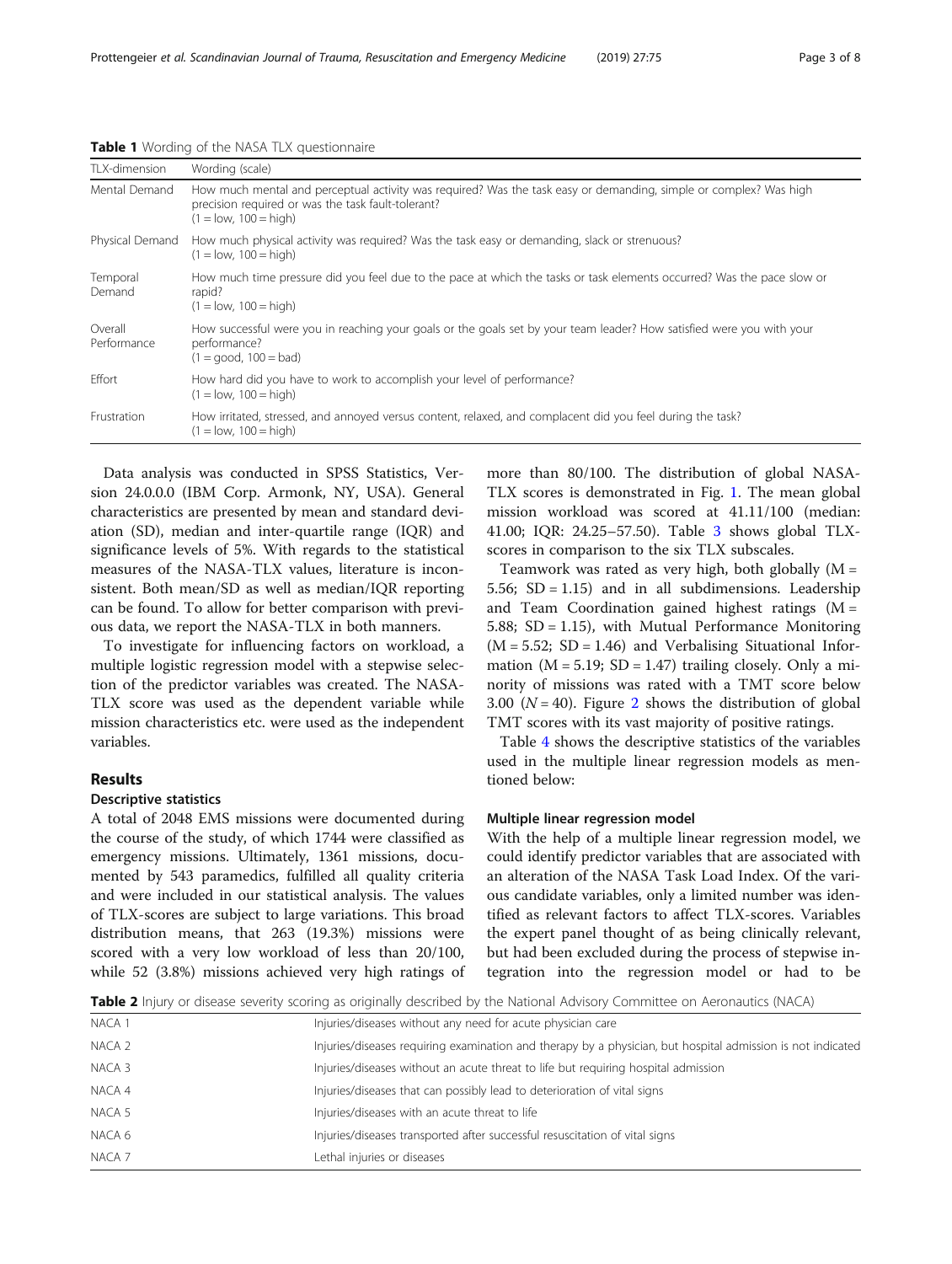**Table 1** Wording of the NASA TLX questionnaire

| TLX-dimension | Wording (scale) |
| --- | --- |
| Mental Demand | How much mental and perceptual activity was required? Was the task easy or demanding, simple or complex? Was high precision required or was the task fault-tolerant? (1 = low, 100 = high) |
| Physical Demand | How much physical activity was required? Was the task easy or demanding, slack or strenuous? (1 = low, 100 = high) |
| Temporal Demand | How much time pressure did you feel due to the pace at which the tasks or task elements occurred? Was the pace slow or rapid? (1 = low, 100 = high) |
| Overall Performance | How successful were you in reaching your goals or the goals set by your team leader? How satisfied were you with your performance? (1 = good, 100 = bad) |
| Effort | How hard did you have to work to accomplish your level of performance? (1 = low, 100 = high) |
| Frustration | How irritated, stressed, and annoyed versus content, relaxed, and complacent did you feel during the task? (1 = low, 100 = high) |

Data analysis was conducted in SPSS Statistics, Version 24.0.0.0 (IBM Corp. Armonk, NY, USA). General characteristics are presented by mean and standard deviation (SD), median and inter-quartile range (IQR) and significance levels of 5%. With regards to the statistical measures of the NASA-TLX values, literature is inconsistent. Both mean/SD as well as median/IQR reporting can be found. To allow for better comparison with previous data, we report the NASA-TLX in both manners.

To investigate for influencing factors on workload, a multiple logistic regression model with a stepwise selection of the predictor variables was created. The NASA-TLX score was used as the dependent variable while mission characteristics etc. were used as the independent variables.

## Results

### Descriptive statistics

A total of 2048 EMS missions were documented during the course of the study, of which 1744 were classified as emergency missions. Ultimately, 1361 missions, documented by 543 paramedics, fulfilled all quality criteria and were included in our statistical analysis. The values of TLX-scores are subject to large variations. This broad distribution means, that 263 (19.3%) missions were scored with a very low workload of less than 20/100, while 52 (3.8%) missions achieved very high ratings of more than 80/100. The distribution of global NASA-TLX scores is demonstrated in Fig. 1. The mean global mission workload was scored at 41.11/100 (median: 41.00; IQR: 24.25–57.50). Table 3 shows global TLX-scores in comparison to the six TLX subscales.

Teamwork was rated as very high, both globally (M = 5.56; SD = 1.15) and in all subdimensions. Leadership and Team Coordination gained highest ratings (M = 5.88; SD = 1.15), with Mutual Performance Monitoring (M = 5.52; SD = 1.46) and Verbalising Situational Information (M = 5.19; SD = 1.47) trailing closely. Only a minority of missions was rated with a TMT score below 3.00 ($N = 40$). Figure 2 shows the distribution of global TMT scores with its vast majority of positive ratings.

Table 4 shows the descriptive statistics of the variables used in the multiple linear regression models as mentioned below:

### Multiple linear regression model

With the help of a multiple linear regression model, we could identify predictor variables that are associated with an alteration of the NASA Task Load Index. Of the various candidate variables, only a limited number was identified as relevant factors to affect TLX-scores. Variables the expert panel thought of as being clinically relevant, but had been excluded during the process of stepwise integration into the regression model or had to be

**Table 2** Injury or disease severity scoring as originally described by the National Advisory Committee on Aeronautics (NACA)

| | |
| --- | --- |
| NACA 1 | Injuries/diseases without any need for acute physician care |
| NACA 2 | Injuries/diseases requiring examination and therapy by a physician, but hospital admission is not indicated |
| NACA 3 | Injuries/diseases without an acute threat to life but requiring hospital admission |
| NACA 4 | Injuries/diseases that can possibly lead to deterioration of vital signs |
| NACA 5 | Injuries/diseases with an acute threat to life |
| NACA 6 | Injuries/diseases transported after successful resuscitation of vital signs |
| NACA 7 | Lethal injuries or diseases |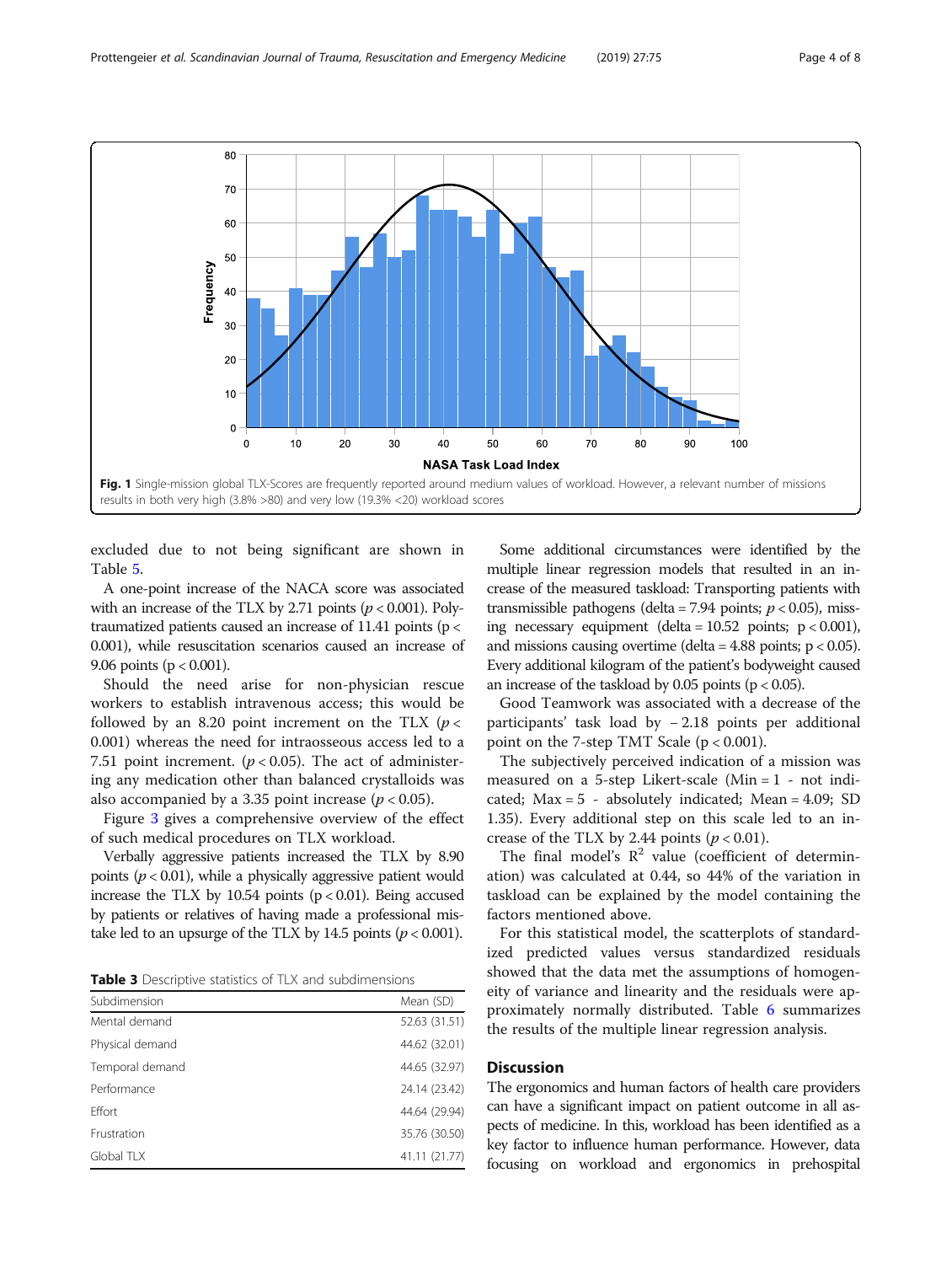**Fig. 1** Single-mission global TLX-Scores are frequently reported around medium values of workload. However, a relevant number of missions results in both very high (3.8% >80) and very low (19.3% <20) workload scores

excluded due to not being significant are shown in Table 5.

A one-point increase of the NACA score was associated with an increase of the TLX by 2.71 points ($p < 0.001$). Polytraumatized patients caused an increase of 11.41 points ($p < 0.001$), while resuscitation scenarios caused an increase of 9.06 points ($p < 0.001$).

Should the need arise for non-physician rescue workers to establish intravenous access; this would be followed by an 8.20 point increment on the TLX ($p < 0.001$) whereas the need for intraosseous access led to a 7.51 point increment. ($p < 0.05$). The act of administering any medication other than balanced crystalloids was also accompanied by a 3.35 point increase ($p < 0.05$).

Figure 3 gives a comprehensive overview of the effect of such medical procedures on TLX workload.

Verbally aggressive patients increased the TLX by 8.90 points ($p < 0.01$), while a physically aggressive patient would increase the TLX by 10.54 points ($p < 0.01$). Being accused by patients or relatives of having made a professional mistake led to an upsurge of the TLX by 14.5 points ($p < 0.001$).

**Table 3** Descriptive statistics of TLX and subdimensions

| Subdimension | Mean (SD) |
|---|---|
| Mental demand | 52.63 (31.51) |
| Physical demand | 44.62 (32.01) |
| Temporal demand | 44.65 (32.97) |
| Performance | 24.14 (23.42) |
| Effort | 44.64 (29.94) |
| Frustration | 35.76 (30.50) |
| Global TLX | 41.11 (21.77) |

Some additional circumstances were identified by the multiple linear regression models that resulted in an increase of the measured taskload: Transporting patients with transmissible pathogens (delta = 7.94 points; $p < 0.05$), missing necessary equipment (delta = 10.52 points; $p < 0.001$), and missions causing overtime (delta = 4.88 points; $p < 0.05$). Every additional kilogram of the patient's bodyweight caused an increase of the taskload by 0.05 points ($p < 0.05$).

Good Teamwork was associated with a decrease of the participants' task load by −2.18 points per additional point on the 7-step TMT Scale ($p < 0.001$).

The subjectively perceived indication of a mission was measured on a 5-step Likert-scale (Min = 1 - not indicated; Max = 5 - absolutely indicated; Mean = 4.09; SD 1.35). Every additional step on this scale led to an increase of the TLX by 2.44 points ($p < 0.01$).

The final model's $R^2$ value (coefficient of determination) was calculated at 0.44, so 44% of the variation in taskload can be explained by the model containing the factors mentioned above.

For this statistical model, the scatterplots of standardized predicted values versus standardized residuals showed that the data met the assumptions of homogeneity of variance and linearity and the residuals were approximately normally distributed. Table 6 summarizes the results of the multiple linear regression analysis.

## Discussion

The ergonomics and human factors of health care providers can have a significant impact on patient outcome in all aspects of medicine. In this, workload has been identified as a key factor to influence human performance. However, data focusing on workload and ergonomics in prehospital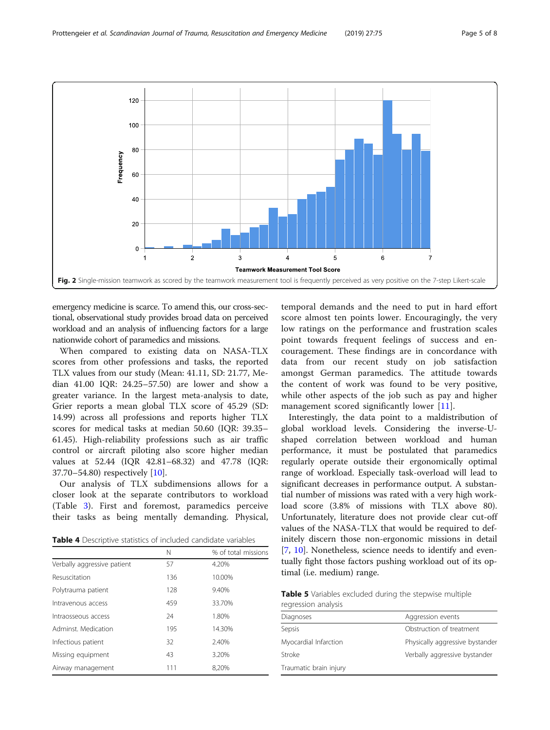Fig. 2 Single-mission teamwork as scored by the teamwork measurement tool is frequently perceived as very positive on the 7-step Likert-scale

emergency medicine is scarce. To amend this, our cross-sectional, observational study provides broad data on perceived workload and an analysis of influencing factors for a large nationwide cohort of paramedics and missions.

When compared to existing data on NASA-TLX scores from other professions and tasks, the reported TLX values from our study (Mean: 41.11, SD: 21.77, Median 41.00 IQR: 24.25–57.50) are lower and show a greater variance. In the largest meta-analysis to date, Grier reports a mean global TLX score of 45.29 (SD: 14.99) across all professions and reports higher TLX scores for medical tasks at median 50.60 (IQR: 39.35–61.45). High-reliability professions such as air traffic control or aircraft piloting also score higher median values at 52.44 (IQR 42.81–68.32) and 47.78 (IQR: 37.70–54.80) respectively [10].

Our analysis of TLX subdimensions allows for a closer look at the separate contributors to workload (Table 3). First and foremost, paramedics perceive their tasks as being mentally demanding. Physical, temporal demands and the need to put in hard effort score almost ten points lower. Encouragingly, the very low ratings on the performance and frustration scales point towards frequent feelings of success and encouragement. These findings are in concordance with data from our recent study on job satisfaction amongst German paramedics. The attitude towards the content of work was found to be very positive, while other aspects of the job such as pay and higher management scored significantly lower [11].

Interestingly, the data point to a maldistribution of global workload levels. Considering the inverse-U-shaped correlation between workload and human performance, it must be postulated that paramedics regularly operate outside their ergonomically optimal range of workload. Especially task-overload will lead to significant decreases in performance output. A substantial number of missions was rated with a very high workload score (3.8% of missions with TLX above 80). Unfortunately, literature does not provide clear cut-off values of the NASA-TLX that would be required to definitely discern those non-ergonomic missions in detail [7, 10]. Nonetheless, science needs to identify and eventually fight those factors pushing workload out of its optimal (i.e. medium) range.

**Table 4** Descriptive statistics of included candidate variables

| | N | % of total missions |
|---|---|---|
| Verbally aggressive patient | 57 | 4.20% |
| Resuscitation | 136 | 10.00% |
| Polytrauma patient | 128 | 9.40% |
| Intravenous access | 459 | 33.70% |
| Intraosseous access | 24 | 1.80% |
| Adminst. Medication | 195 | 14.30% |
| Infectious patient | 32 | 2.40% |
| Missing equipment | 43 | 3.20% |
| Airway management | 111 | 8,20% |

**Table 5** Variables excluded during the stepwise multiple regression analysis

| Diagnoses | Aggression events |
|---|---|
| Sepsis | Obstruction of treatment |
| Myocardial Infarction | Physically aggressive bystander |
| Stroke | Verbally aggressive bystander |
| Traumatic brain injury | |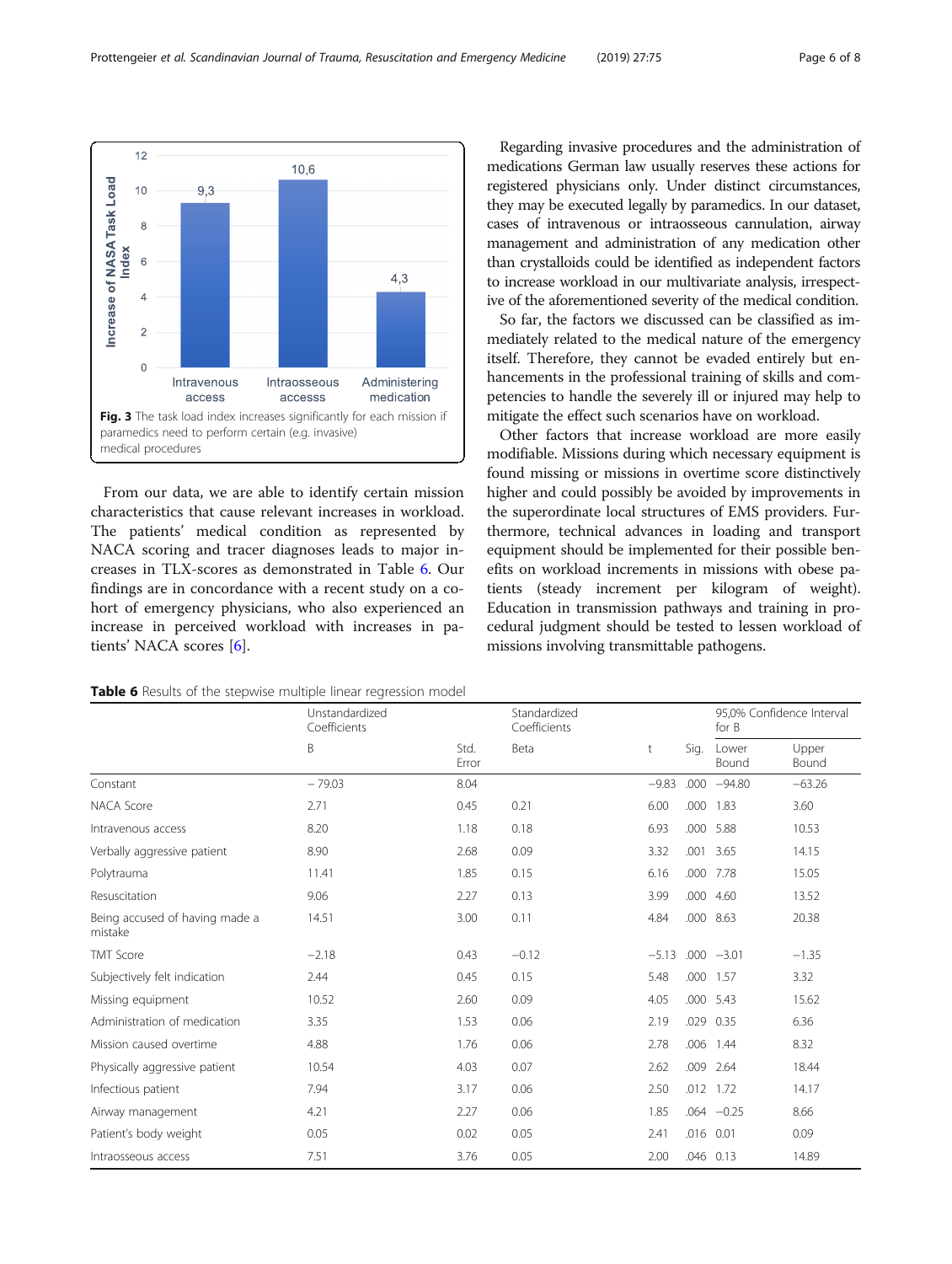Fig. 3 The task load index increases significantly for each mission if paramedics need to perform certain (e.g. invasive) medical procedures

From our data, we are able to identify certain mission characteristics that cause relevant increases in workload. The patients' medical condition as represented by NACA scoring and tracer diagnoses leads to major increases in TLX-scores as demonstrated in Table 6. Our findings are in concordance with a recent study on a cohort of emergency physicians, who also experienced an increase in perceived workload with increases in patients' NACA scores [6].

Regarding invasive procedures and the administration of medications German law usually reserves these actions for registered physicians only. Under distinct circumstances, they may be executed legally by paramedics. In our dataset, cases of intravenous or intraosseous cannulation, airway management and administration of any medication other than crystalloids could be identified as independent factors to increase workload in our multivariate analysis, irrespective of the aforementioned severity of the medical condition.

So far, the factors we discussed can be classified as immediately related to the medical nature of the emergency itself. Therefore, they cannot be evaded entirely but enhancements in the professional training of skills and competencies to handle the severely ill or injured may help to mitigate the effect such scenarios have on workload.

Other factors that increase workload are more easily modifiable. Missions during which necessary equipment is found missing or missions in overtime score distinctively higher and could possibly be avoided by improvements in the superordinate local structures of EMS providers. Furthermore, technical advances in loading and transport equipment should be implemented for their possible benefits on workload increments in missions with obese patients (steady increment per kilogram of weight). Education in transmission pathways and training in procedural judgment should be tested to lessen workload of missions involving transmittable pathogens.

**Table 6** Results of the stepwise multiple linear regression model

| | Unstandardized Coefficients | | Standardized Coefficients | | | 95,0% Confidence Interval for B | |
|---|---|---|---|---|---|---|---|
| | B | Std. Error | Beta | t | Sig. | Lower Bound | Upper Bound |
| Constant | −79.03 | 8.04 | | −9.83 | .000 | −94.80 | −63.26 |
| NACA Score | 2.71 | 0.45 | 0.21 | 6.00 | .000 | 1.83 | 3.60 |
| Intravenous access | 8.20 | 1.18 | 0.18 | 6.93 | .000 | 5.88 | 10.53 |
| Verbally aggressive patient | 8.90 | 2.68 | 0.09 | 3.32 | .001 | 3.65 | 14.15 |
| Polytrauma | 11.41 | 1.85 | 0.15 | 6.16 | .000 | 7.78 | 15.05 |
| Resuscitation | 9.06 | 2.27 | 0.13 | 3.99 | .000 | 4.60 | 13.52 |
| Being accused of having made a mistake | 14.51 | 3.00 | 0.11 | 4.84 | .000 | 8.63 | 20.38 |
| TMT Score | −2.18 | 0.43 | −0.12 | −5.13 | .000 | −3.01 | −1.35 |
| Subjectively felt indication | 2.44 | 0.45 | 0.15 | 5.48 | .000 | 1.57 | 3.32 |
| Missing equipment | 10.52 | 2.60 | 0.09 | 4.05 | .000 | 5.43 | 15.62 |
| Administration of medication | 3.35 | 1.53 | 0.06 | 2.19 | .029 | 0.35 | 6.36 |
| Mission caused overtime | 4.88 | 1.76 | 0.06 | 2.78 | .006 | 1.44 | 8.32 |
| Physically aggressive patient | 10.54 | 4.03 | 0.07 | 2.62 | .009 | 2.64 | 18.44 |
| Infectious patient | 7.94 | 3.17 | 0.06 | 2.50 | .012 | 1.72 | 14.17 |
| Airway management | 4.21 | 2.27 | 0.06 | 1.85 | .064 | −0.25 | 8.66 |
| Patient's body weight | 0.05 | 0.02 | 0.05 | 2.41 | .016 | 0.01 | 0.09 |
| Intraosseous access | 7.51 | 3.76 | 0.05 | 2.00 | .046 | 0.13 | 14.89 |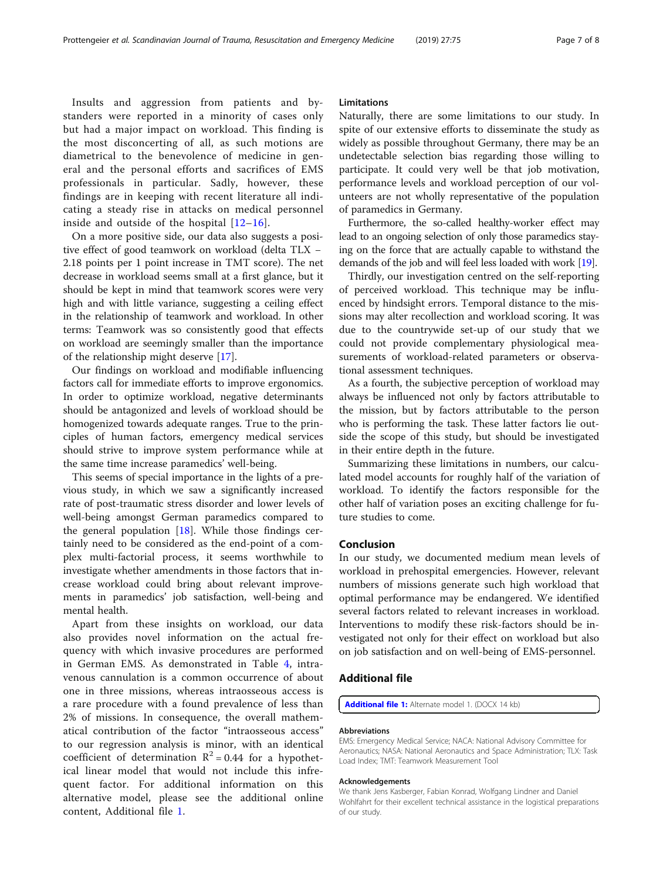Insults and aggression from patients and bystanders were reported in a minority of cases only but had a major impact on workload. This finding is the most disconcerting of all, as such motions are diametrical to the benevolence of medicine in general and the personal efforts and sacrifices of EMS professionals in particular. Sadly, however, these findings are in keeping with recent literature all indicating a steady rise in attacks on medical personnel inside and outside of the hospital [12–16].

On a more positive side, our data also suggests a positive effect of good teamwork on workload (delta TLX − 2.18 points per 1 point increase in TMT score). The net decrease in workload seems small at a first glance, but it should be kept in mind that teamwork scores were very high and with little variance, suggesting a ceiling effect in the relationship of teamwork and workload. In other terms: Teamwork was so consistently good that effects on workload are seemingly smaller than the importance of the relationship might deserve [17].

Our findings on workload and modifiable influencing factors call for immediate efforts to improve ergonomics. In order to optimize workload, negative determinants should be antagonized and levels of workload should be homogenized towards adequate ranges. True to the principles of human factors, emergency medical services should strive to improve system performance while at the same time increase paramedics' well-being.

This seems of special importance in the lights of a previous study, in which we saw a significantly increased rate of post-traumatic stress disorder and lower levels of well-being amongst German paramedics compared to the general population [18]. While those findings certainly need to be considered as the end-point of a complex multi-factorial process, it seems worthwhile to investigate whether amendments in those factors that increase workload could bring about relevant improvements in paramedics' job satisfaction, well-being and mental health.

Apart from these insights on workload, our data also provides novel information on the actual frequency with which invasive procedures are performed in German EMS. As demonstrated in Table 4, intravenous cannulation is a common occurrence of about one in three missions, whereas intraosseous access is a rare procedure with a found prevalence of less than 2% of missions. In consequence, the overall mathematical contribution of the factor "intraosseous access" to our regression analysis is minor, with an identical coefficient of determination $R^2 = 0.44$ for a hypothetical linear model that would not include this infrequent factor. For additional information on this alternative model, please see the additional online content, Additional file 1.

## Limitations

Naturally, there are some limitations to our study. In spite of our extensive efforts to disseminate the study as widely as possible throughout Germany, there may be an undetectable selection bias regarding those willing to participate. It could very well be that job motivation, performance levels and workload perception of our volunteers are not wholly representative of the population of paramedics in Germany.

Furthermore, the so-called healthy-worker effect may lead to an ongoing selection of only those paramedics staying on the force that are actually capable to withstand the demands of the job and will feel less loaded with work [19].

Thirdly, our investigation centred on the self-reporting of perceived workload. This technique may be influenced by hindsight errors. Temporal distance to the missions may alter recollection and workload scoring. It was due to the countrywide set-up of our study that we could not provide complementary physiological measurements of workload-related parameters or observational assessment techniques.

As a fourth, the subjective perception of workload may always be influenced not only by factors attributable to the mission, but by factors attributable to the person who is performing the task. These latter factors lie outside the scope of this study, but should be investigated in their entire depth in the future.

Summarizing these limitations in numbers, our calculated model accounts for roughly half of the variation of workload. To identify the factors responsible for the other half of variation poses an exciting challenge for future studies to come.

## Conclusion

In our study, we documented medium mean levels of workload in prehospital emergencies. However, relevant numbers of missions generate such high workload that optimal performance may be endangered. We identified several factors related to relevant increases in workload. Interventions to modify these risk-factors should be investigated not only for their effect on workload but also on job satisfaction and on well-being of EMS-personnel.

## Additional file

**Additional file 1:** Alternate model 1. (DOCX 14 kb)

### Abbreviations

EMS: Emergency Medical Service; NACA: National Advisory Committee for Aeronautics; NASA: National Aeronautics and Space Administration; TLX: Task Load Index; TMT: Teamwork Measurement Tool

### Acknowledgements

We thank Jens Kasberger, Fabian Konrad, Wolfgang Lindner and Daniel Wohlfahrt for their excellent technical assistance in the logistical preparations of our study.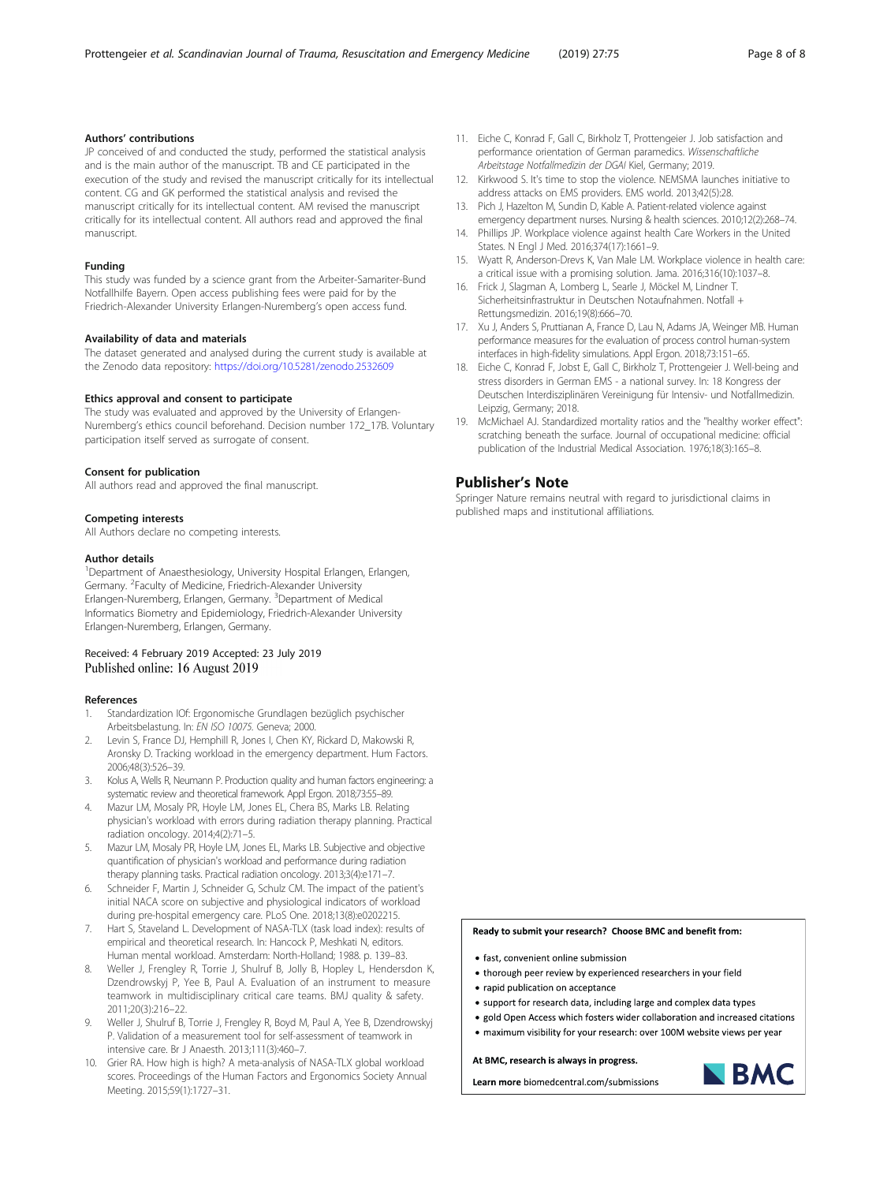### Authors' contributions

JP conceived of and conducted the study, performed the statistical analysis and is the main author of the manuscript. TB and CE participated in the execution of the study and revised the manuscript critically for its intellectual content. CG and GK performed the statistical analysis and revised the manuscript critically for its intellectual content. AM revised the manuscript critically for its intellectual content. All authors read and approved the final manuscript.

### Funding

This study was funded by a science grant from the Arbeiter-Samariter-Bund Notfallhilfe Bayern. Open access publishing fees were paid for by the Friedrich-Alexander University Erlangen-Nuremberg's open access fund.

### Availability of data and materials

The dataset generated and analysed during the current study is available at the Zenodo data repository: https://doi.org/10.5281/zenodo.2532609

### Ethics approval and consent to participate

The study was evaluated and approved by the University of Erlangen-Nuremberg's ethics council beforehand. Decision number 172_17B. Voluntary participation itself served as surrogate of consent.

### Consent for publication

All authors read and approved the final manuscript.

### Competing interests

All Authors declare no competing interests.

### Author details

[1]Department of Anaesthesiology, University Hospital Erlangen, Erlangen, Germany. [2]Faculty of Medicine, Friedrich-Alexander University Erlangen-Nuremberg, Erlangen, Germany. [3]Department of Medical Informatics Biometry and Epidemiology, Friedrich-Alexander University Erlangen-Nuremberg, Erlangen, Germany.

Received: 4 February 2019 Accepted: 23 July 2019
Published online: 16 August 2019

### References

1. Standardization IOf: Ergonomische Grundlagen bezüglich psychischer Arbeitsbelastung. In: *EN ISO 10075.* Geneva; 2000.
2. Levin S, France DJ, Hemphill R, Jones I, Chen KY, Rickard D, Makowski R, Aronsky D. Tracking workload in the emergency department. Hum Factors. 2006;48(3):526–39.
3. Kolus A, Wells R, Neumann P. Production quality and human factors engineering: a systematic review and theoretical framework. Appl Ergon. 2018;73:55–89.
4. Mazur LM, Mosaly PR, Hoyle LM, Jones EL, Chera BS, Marks LB. Relating physician's workload with errors during radiation therapy planning. Practical radiation oncology. 2014;4(2):71–5.
5. Mazur LM, Mosaly PR, Hoyle LM, Jones EL, Marks LB. Subjective and objective quantification of physician's workload and performance during radiation therapy planning tasks. Practical radiation oncology. 2013;3(4):e171–7.
6. Schneider F, Martin J, Schneider G, Schulz CM. The impact of the patient's initial NACA score on subjective and physiological indicators of workload during pre-hospital emergency care. PLoS One. 2018;13(8):e0202215.
7. Hart S, Staveland L. Development of NASA-TLX (task load index): results of empirical and theoretical research. In: Hancock P, Meshkati N, editors. Human mental workload. Amsterdam: North-Holland; 1988. p. 139–83.
8. Weller J, Frengley R, Torrie J, Shulruf B, Jolly B, Hopley L, Hendersdon K, Dzendrowskyj P, Yee B, Paul A. Evaluation of an instrument to measure teamwork in multidisciplinary critical care teams. BMJ quality & safety. 2011;20(3):216–22.
9. Weller J, Shulruf B, Torrie J, Frengley R, Boyd M, Paul A, Yee B, Dzendrowskyj P. Validation of a measurement tool for self-assessment of teamwork in intensive care. Br J Anaesth. 2013;111(3):460–7.
10. Grier RA. How high is high? A meta-analysis of NASA-TLX global workload scores. Proceedings of the Human Factors and Ergonomics Society Annual Meeting. 2015;59(1):1727–31.
11. Eiche C, Konrad F, Gall C, Birkholz T, Prottengeier J. Job satisfaction and performance orientation of German paramedics. *Wissenschaftliche Arbeitstage Notfallmedizin der DGAI* Kiel, Germany; 2019.
12. Kirkwood S. It's time to stop the violence. NEMSMA launches initiative to address attacks on EMS providers. EMS world. 2013;42(5):28.
13. Pich J, Hazelton M, Sundin D, Kable A. Patient-related violence against emergency department nurses. Nursing & health sciences. 2010;12(2):268–74.
14. Phillips JP. Workplace violence against health Care Workers in the United States. N Engl J Med. 2016;374(17):1661–9.
15. Wyatt R, Anderson-Drevs K, Van Male LM. Workplace violence in health care: a critical issue with a promising solution. Jama. 2016;316(10):1037–8.
16. Frick J, Slagman A, Lomberg L, Searle J, Möckel M, Lindner T. Sicherheitsinfrastruktur in Deutschen Notaufnahmen. Notfall + Rettungsmedizin. 2016;19(8):666–70.
17. Xu J, Anders S, Pruttianan A, France D, Lau N, Adams JA, Weinger MB. Human performance measures for the evaluation of process control human-system interfaces in high-fidelity simulations. Appl Ergon. 2018;73:151–65.
18. Eiche C, Konrad F, Jobst E, Gall C, Birkholz T, Prottengeier J. Well-being and stress disorders in German EMS - a national survey. In: 18 Kongress der Deutschen Interdisziplinären Vereinigung für Intensiv- und Notfallmedizin. Leipzig, Germany; 2018.
19. McMichael AJ. Standardized mortality ratios and the "healthy worker effect": scratching beneath the surface. Journal of occupational medicine: official publication of the Industrial Medical Association. 1976;18(3):165–8.

## Publisher's Note

Springer Nature remains neutral with regard to jurisdictional claims in published maps and institutional affiliations.

**Ready to submit your research? Choose BMC and benefit from:**

- fast, convenient online submission
- thorough peer review by experienced researchers in your field
- rapid publication on acceptance
- support for research data, including large and complex data types
- gold Open Access which fosters wider collaboration and increased citations
- maximum visibility for your research: over 100M website views per year

**At BMC, research is always in progress.**

**Learn more** biomedcentral.com/submissions

BMC